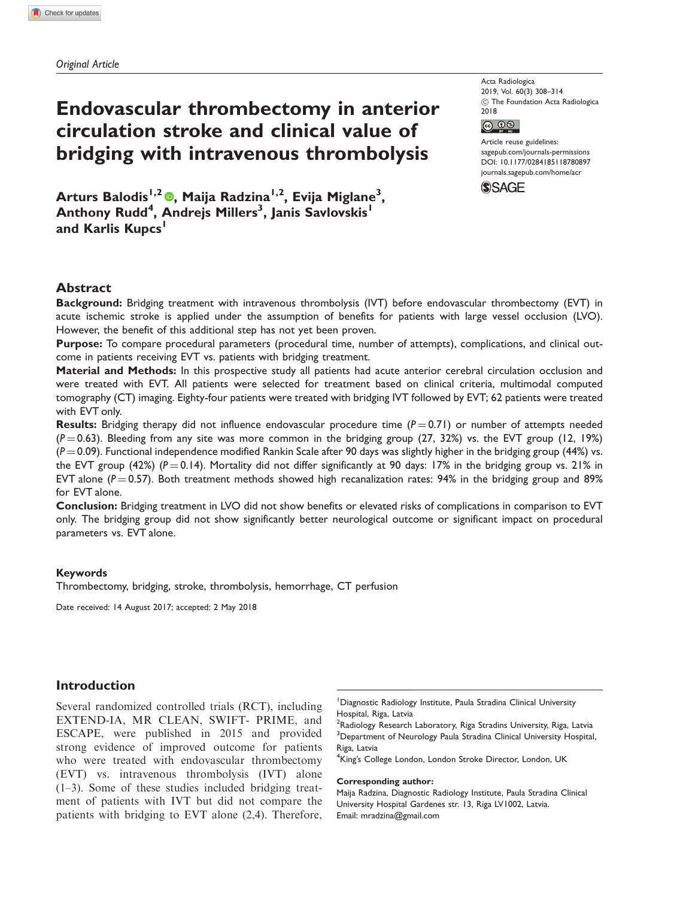*Original Article*

# Endovascular thrombectomy in anterior circulation stroke and clinical value of bridging with intravenous thrombolysis

Acta Radiologica
2019, Vol. 60(3) 308–314
© The Foundation Acta Radiologica 2018
Article reuse guidelines: sagepub.com/journals-permissions
DOI: 10.1177/0284185118780897
journals.sagepub.com/home/acr

**Arturs Balodis[1,2], Maija Radzina[1,2], Evija Miglane[3], Anthony Rudd[4], Andrejs Millers[3], Janis Savlovskis[1] and Karlis Kupcs[1]**

## Abstract

**Background:** Bridging treatment with intravenous thrombolysis (IVT) before endovascular thrombectomy (EVT) in acute ischemic stroke is applied under the assumption of benefits for patients with large vessel occlusion (LVO). However, the benefit of this additional step has not yet been proven.

**Purpose:** To compare procedural parameters (procedural time, number of attempts), complications, and clinical outcome in patients receiving EVT vs. patients with bridging treatment.

**Material and Methods:** In this prospective study all patients had acute anterior cerebral circulation occlusion and were treated with EVT. All patients were selected for treatment based on clinical criteria, multimodal computed tomography (CT) imaging. Eighty-four patients were treated with bridging IVT followed by EVT; 62 patients were treated with EVT only.

**Results:** Bridging therapy did not influence endovascular procedure time ($P = 0.71$) or number of attempts needed ($P = 0.63$). Bleeding from any site was more common in the bridging group (27, 32%) vs. the EVT group (12, 19%) ($P = 0.09$). Functional independence modified Rankin Scale after 90 days was slightly higher in the bridging group (44%) vs. the EVT group (42%) ($P = 0.14$). Mortality did not differ significantly at 90 days: 17% in the bridging group vs. 21% in EVT alone ($P = 0.57$). Both treatment methods showed high recanalization rates: 94% in the bridging group and 89% for EVT alone.

**Conclusion:** Bridging treatment in LVO did not show benefits or elevated risks of complications in comparison to EVT only. The bridging group did not show significantly better neurological outcome or significant impact on procedural parameters vs. EVT alone.

### Keywords

Thrombectomy, bridging, stroke, thrombolysis, hemorrhage, CT perfusion

Date received: 14 August 2017; accepted: 2 May 2018

## Introduction

Several randomized controlled trials (RCT), including EXTEND-IA, MR CLEAN, SWIFT- PRIME, and ESCAPE, were published in 2015 and provided strong evidence of improved outcome for patients who were treated with endovascular thrombectomy (EVT) vs. intravenous thrombolysis (IVT) alone (1–3). Some of these studies included bridging treatment of patients with IVT but did not compare the patients with bridging to EVT alone (2,4). Therefore,

[1]Diagnostic Radiology Institute, Paula Stradina Clinical University Hospital, Riga, Latvia
[2]Radiology Research Laboratory, Riga Stradins University, Riga, Latvia
[3]Department of Neurology Paula Stradina Clinical University Hospital, Riga, Latvia
[4]King's College London, London Stroke Director, London, UK

**Corresponding author:**
Maija Radzina, Diagnostic Radiology Institute, Paula Stradina Clinical University Hospital Gardenes str. 13, Riga LV1002, Latvia.
Email: mradzina@gmail.com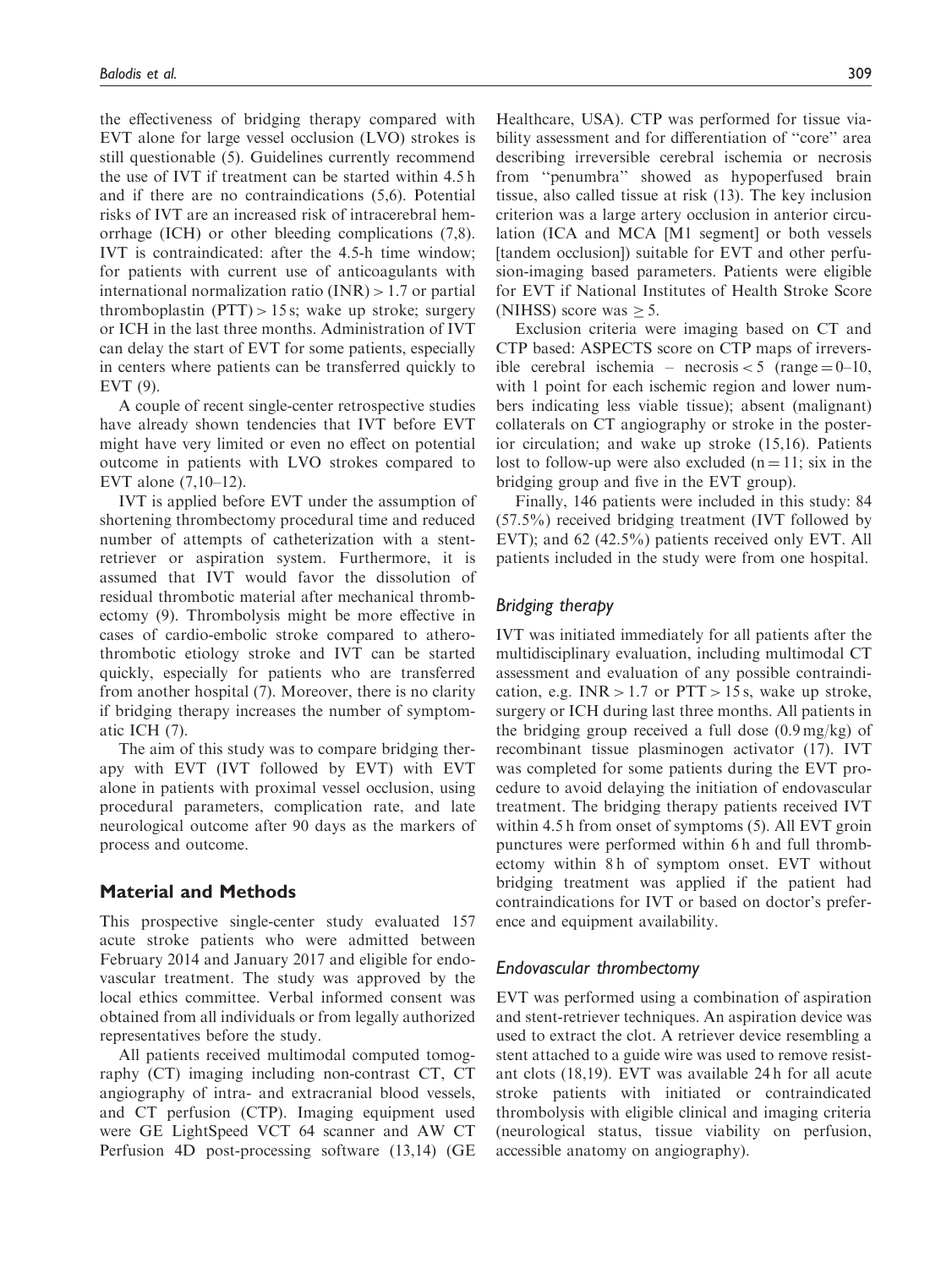the effectiveness of bridging therapy compared with EVT alone for large vessel occlusion (LVO) strokes is still questionable (5). Guidelines currently recommend the use of IVT if treatment can be started within 4.5 h and if there are no contraindications (5,6). Potential risks of IVT are an increased risk of intracerebral hemorrhage (ICH) or other bleeding complications (7,8). IVT is contraindicated: after the 4.5-h time window; for patients with current use of anticoagulants with international normalization ratio (INR) > 1.7 or partial thromboplastin (PTT) > 15 s; wake up stroke; surgery or ICH in the last three months. Administration of IVT can delay the start of EVT for some patients, especially in centers where patients can be transferred quickly to EVT (9).

A couple of recent single-center retrospective studies have already shown tendencies that IVT before EVT might have very limited or even no effect on potential outcome in patients with LVO strokes compared to EVT alone (7,10–12).

IVT is applied before EVT under the assumption of shortening thrombectomy procedural time and reduced number of attempts of catheterization with a stent-retriever or aspiration system. Furthermore, it is assumed that IVT would favor the dissolution of residual thrombotic material after mechanical thrombectomy (9). Thrombolysis might be more effective in cases of cardio-embolic stroke compared to atherothrombotic etiology stroke and IVT can be started quickly, especially for patients who are transferred from another hospital (7). Moreover, there is no clarity if bridging therapy increases the number of symptomatic ICH (7).

The aim of this study was to compare bridging therapy with EVT (IVT followed by EVT) with EVT alone in patients with proximal vessel occlusion, using procedural parameters, complication rate, and late neurological outcome after 90 days as the markers of process and outcome.

## Material and Methods

This prospective single-center study evaluated 157 acute stroke patients who were admitted between February 2014 and January 2017 and eligible for endovascular treatment. The study was approved by the local ethics committee. Verbal informed consent was obtained from all individuals or from legally authorized representatives before the study.

All patients received multimodal computed tomography (CT) imaging including non-contrast CT, CT angiography of intra- and extracranial blood vessels, and CT perfusion (CTP). Imaging equipment used were GE LightSpeed VCT 64 scanner and AW CT Perfusion 4D post-processing software (13,14) (GE Healthcare, USA). CTP was performed for tissue viability assessment and for differentiation of "core" area describing irreversible cerebral ischemia or necrosis from "penumbra" showed as hypoperfused brain tissue, also called tissue at risk (13). The key inclusion criterion was a large artery occlusion in anterior circulation (ICA and MCA [M1 segment] or both vessels [tandem occlusion]) suitable for EVT and other perfusion-imaging based parameters. Patients were eligible for EVT if National Institutes of Health Stroke Score (NIHSS) score was $\geq 5$.

Exclusion criteria were imaging based on CT and CTP based: ASPECTS score on CTP maps of irreversible cerebral ischemia – necrosis < 5 (range = 0–10, with 1 point for each ischemic region and lower numbers indicating less viable tissue); absent (malignant) collaterals on CT angiography or stroke in the posterior circulation; and wake up stroke (15,16). Patients lost to follow-up were also excluded (n = 11; six in the bridging group and five in the EVT group).

Finally, 146 patients were included in this study: 84 (57.5%) received bridging treatment (IVT followed by EVT); and 62 (42.5%) patients received only EVT. All patients included in the study were from one hospital.

### *Bridging therapy*

IVT was initiated immediately for all patients after the multidisciplinary evaluation, including multimodal CT assessment and evaluation of any possible contraindication, e.g. INR > 1.7 or PTT > 15 s, wake up stroke, surgery or ICH during last three months. All patients in the bridging group received a full dose (0.9 mg/kg) of recombinant tissue plasminogen activator (17). IVT was completed for some patients during the EVT procedure to avoid delaying the initiation of endovascular treatment. The bridging therapy patients received IVT within 4.5 h from onset of symptoms (5). All EVT groin punctures were performed within 6 h and full thrombectomy within 8 h of symptom onset. EVT without bridging treatment was applied if the patient had contraindications for IVT or based on doctor's preference and equipment availability.

### *Endovascular thrombectomy*

EVT was performed using a combination of aspiration and stent-retriever techniques. An aspiration device was used to extract the clot. A retriever device resembling a stent attached to a guide wire was used to remove resistant clots (18,19). EVT was available 24 h for all acute stroke patients with initiated or contraindicated thrombolysis with eligible clinical and imaging criteria (neurological status, tissue viability on perfusion, accessible anatomy on angiography).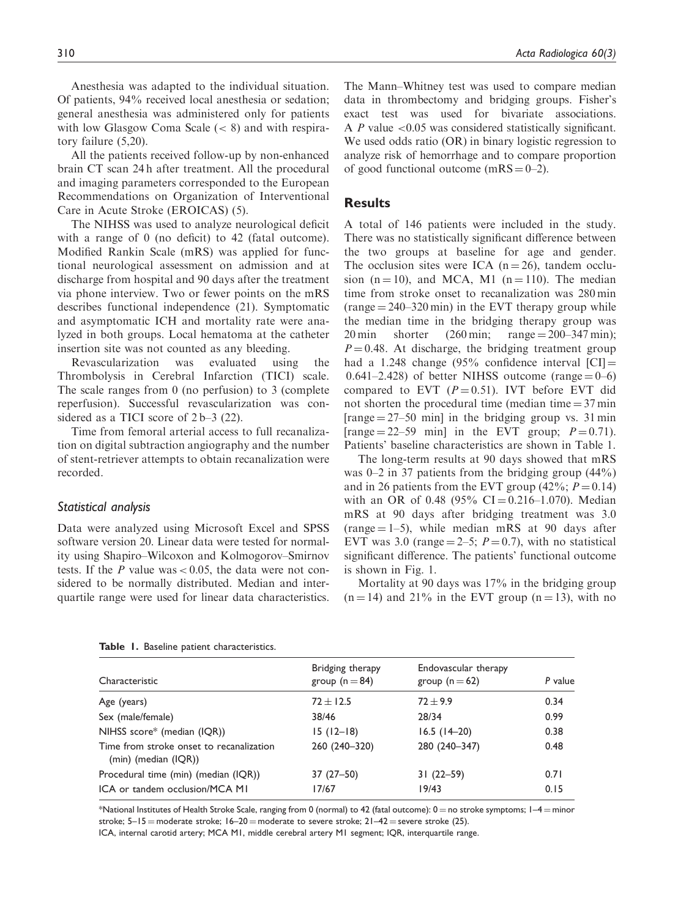Anesthesia was adapted to the individual situation. Of patients, 94% received local anesthesia or sedation; general anesthesia was administered only for patients with low Glasgow Coma Scale (< 8) and with respiratory failure (5,20).

All the patients received follow-up by non-enhanced brain CT scan 24 h after treatment. All the procedural and imaging parameters corresponded to the European Recommendations on Organization of Interventional Care in Acute Stroke (EROICAS) (5).

The NIHSS was used to analyze neurological deficit with a range of 0 (no deficit) to 42 (fatal outcome). Modified Rankin Scale (mRS) was applied for functional neurological assessment on admission and at discharge from hospital and 90 days after the treatment via phone interview. Two or fewer points on the mRS describes functional independence (21). Symptomatic and asymptomatic ICH and mortality rate were analyzed in both groups. Local hematoma at the catheter insertion site was not counted as any bleeding.

Revascularization was evaluated using the Thrombolysis in Cerebral Infarction (TICI) scale. The scale ranges from 0 (no perfusion) to 3 (complete reperfusion). Successful revascularization was considered as a TICI score of 2 b–3 (22).

Time from femoral arterial access to full recanalization on digital subtraction angiography and the number of stent-retriever attempts to obtain recanalization were recorded.

### Statistical analysis

Data were analyzed using Microsoft Excel and SPSS software version 20. Linear data were tested for normality using Shapiro–Wilcoxon and Kolmogorov–Smirnov tests. If the *P* value was $< 0.05$, the data were not considered to be normally distributed. Median and interquartile range were used for linear data characteristics. The Mann–Whitney test was used to compare median data in thrombectomy and bridging groups. Fisher's exact test was used for bivariate associations. A *P* value $<0.05$ was considered statistically significant. We used odds ratio (OR) in binary logistic regression to analyze risk of hemorrhage and to compare proportion of good functional outcome (mRS = 0–2).

## Results

A total of 146 patients were included in the study. There was no statistically significant difference between the two groups at baseline for age and gender. The occlusion sites were ICA (n = 26), tandem occlusion (n = 10), and MCA, M1 (n = 110). The median time from stroke onset to recanalization was 280 min (range = 240–320 min) in the EVT therapy group while the median time in the bridging therapy group was 20 min shorter (260 min; range = 200–347 min); $P = 0.48$. At discharge, the bridging treatment group had a 1.248 change (95% confidence interval [CI] = 0.641–2.428) of better NIHSS outcome (range = 0–6) compared to EVT ($P = 0.51$). IVT before EVT did not shorten the procedural time (median time = 37 min [range = 27–50 min] in the bridging group vs. 31 min [range = 22–59 min] in the EVT group; $P = 0.71$). Patients' baseline characteristics are shown in Table 1.

The long-term results at 90 days showed that mRS was 0–2 in 37 patients from the bridging group (44%) and in 26 patients from the EVT group (42%; $P = 0.14$) with an OR of 0.48 (95% CI = 0.216–1.070). Median mRS at 90 days after bridging treatment was 3.0 (range = 1–5), while median mRS at 90 days after EVT was 3.0 (range = 2–5; $P = 0.7$), with no statistical significant difference. The patients' functional outcome is shown in Fig. 1.

Mortality at 90 days was 17% in the bridging group (n = 14) and 21% in the EVT group (n = 13), with no

**Table 1.** Baseline patient characteristics.

| Characteristic | Bridging therapy group (n = 84) | Endovascular therapy group (n = 62) | *P* value |
|---|---|---|---|
| Age (years) | 72 ± 12.5 | 72 ± 9.9 | 0.34 |
| Sex (male/female) | 38/46 | 28/34 | 0.99 |
| NIHSS score* (median (IQR)) | 15 (12–18) | 16.5 (14–20) | 0.38 |
| Time from stroke onset to recanalization (min) (median (IQR)) | 260 (240–320) | 280 (240–347) | 0.48 |
| Procedural time (min) (median (IQR)) | 37 (27–50) | 31 (22–59) | 0.71 |
| ICA or tandem occlusion/MCA M1 | 17/67 | 19/43 | 0.15 |

*National Institutes of Health Stroke Scale, ranging from 0 (normal) to 42 (fatal outcome): 0 = no stroke symptoms; 1–4 = minor stroke; 5–15 = moderate stroke; 16–20 = moderate to severe stroke; 21–42 = severe stroke (25).

ICA, internal carotid artery; MCA M1, middle cerebral artery M1 segment; IQR, interquartile range.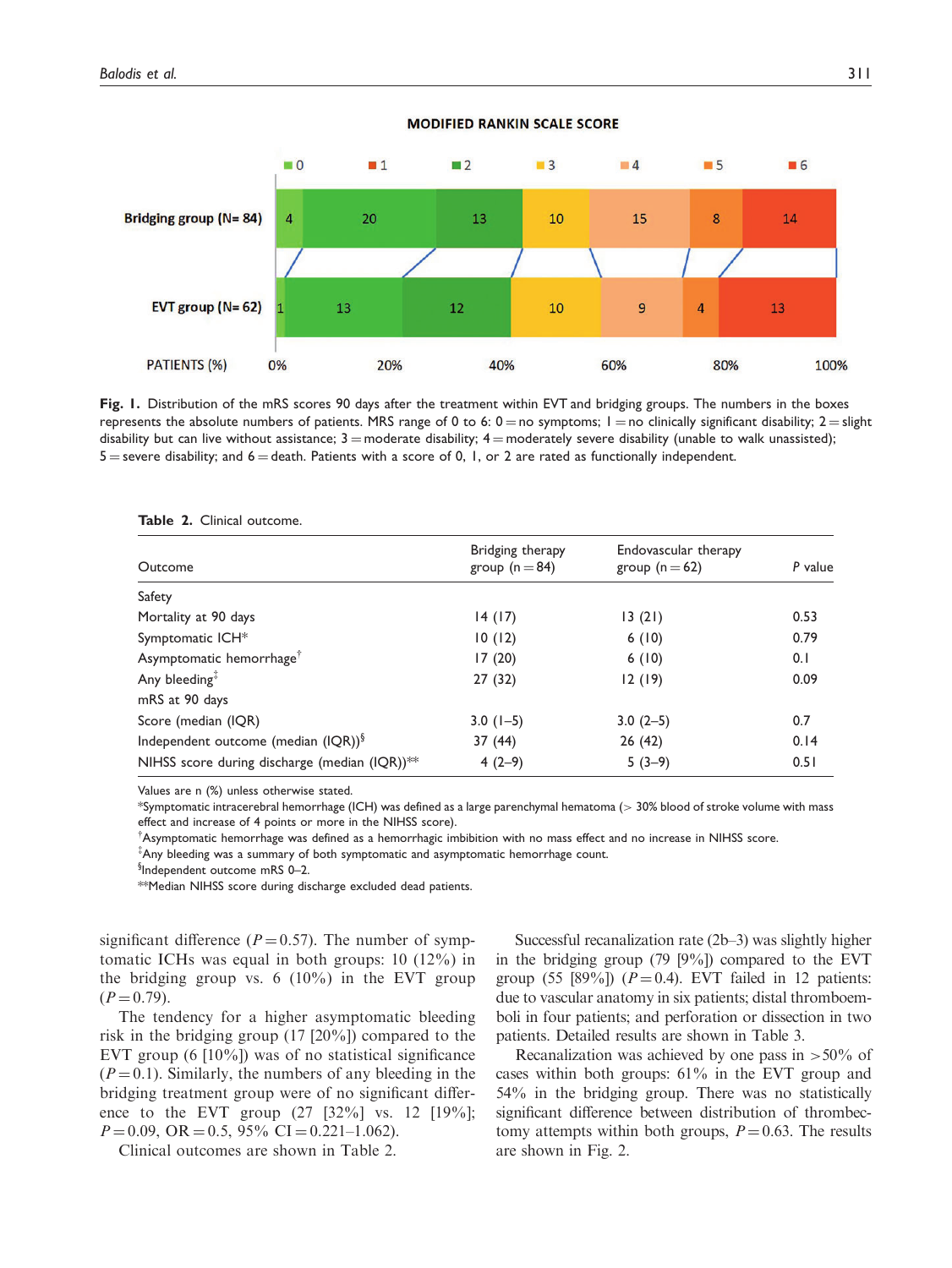MODIFIED RANKIN SCALE SCORE

0 1 2 3 4 5 6

Bridging group (N= 84) 4 20 13 10 15 8 14

EVT group (N= 62) 1 13 12 10 9 4 13

PATIENTS (%) 0% 20% 40% 60% 80% 100%

**Fig. 1.** Distribution of the mRS scores 90 days after the treatment within EVT and bridging groups. The numbers in the boxes represents the absolute numbers of patients. MRS range of 0 to 6: 0 = no symptoms; 1 = no clinically significant disability; 2 = slight disability but can live without assistance; 3 = moderate disability; 4 = moderately severe disability (unable to walk unassisted); 5 = severe disability; and 6 = death. Patients with a score of 0, 1, or 2 are rated as functionally independent.

**Table 2.** Clinical outcome.

| Outcome | Bridging therapy group (n = 84) | Endovascular therapy group (n = 62) | *P* value |
|---|---|---|---|
| Safety | | | |
| Mortality at 90 days | 14 (17) | 13 (21) | 0.53 |
| Symptomatic ICH* | 10 (12) | 6 (10) | 0.79 |
| Asymptomatic hemorrhage[†] | 17 (20) | 6 (10) | 0.1 |
| Any bleeding[‡] | 27 (32) | 12 (19) | 0.09 |
| mRS at 90 days | | | |
| Score (median (IQR) | 3.0 (1–5) | 3.0 (2–5) | 0.7 |
| Independent outcome (median (IQR))[§] | 37 (44) | 26 (42) | 0.14 |
| NIHSS score during discharge (median (IQR))** | 4 (2–9) | 5 (3–9) | 0.51 |

Values are n (%) unless otherwise stated.
*Symptomatic intracerebral hemorrhage (ICH) was defined as a large parenchymal hematoma (> 30% blood of stroke volume with mass effect and increase of 4 points or more in the NIHSS score).
[†]Asymptomatic hemorrhage was defined as a hemorrhagic imbibition with no mass effect and no increase in NIHSS score.
[‡]Any bleeding was a summary of both symptomatic and asymptomatic hemorrhage count.
[§]Independent outcome mRS 0–2.
**Median NIHSS score during discharge excluded dead patients.

significant difference ($P = 0.57$). The number of symptomatic ICHs was equal in both groups: 10 (12%) in the bridging group vs. 6 (10%) in the EVT group ($P = 0.79$).

The tendency for a higher asymptomatic bleeding risk in the bridging group (17 [20%]) compared to the EVT group (6 [10%]) was of no statistical significance ($P = 0.1$). Similarly, the numbers of any bleeding in the bridging treatment group were of no significant difference to the EVT group (27 [32%] vs. 12 [19%]; $P = 0.09$, OR = 0.5, 95% CI = 0.221–1.062).

Clinical outcomes are shown in Table 2.

Successful recanalization rate (2b–3) was slightly higher in the bridging group (79 [9%]) compared to the EVT group (55 [89%]) ($P = 0.4$). EVT failed in 12 patients: due to vascular anatomy in six patients; distal thromboemboli in four patients; and perforation or dissection in two patients. Detailed results are shown in Table 3.

Recanalization was achieved by one pass in >50% of cases within both groups: 61% in the EVT group and 54% in the bridging group. There was no statistically significant difference between distribution of thrombectomy attempts within both groups, $P = 0.63$. The results are shown in Fig. 2.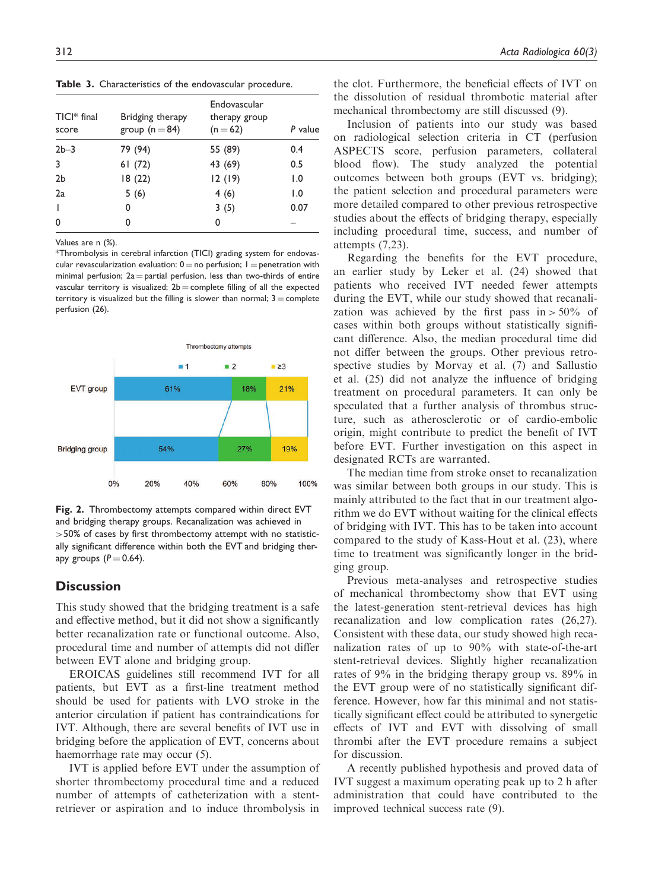**Table 3.** Characteristics of the endovascular procedure.

| TICI* final score | Bridging therapy group (n = 84) | Endovascular therapy group (n = 62) | P value |
|---|---|---|---|
| 2b–3 | 79 (94) | 55 (89) | 0.4 |
| 3 | 61 (72) | 43 (69) | 0.5 |
| 2b | 18 (22) | 12 (19) | 1.0 |
| 2a | 5 (6) | 4 (6) | 1.0 |
| 1 | 0 | 3 (5) | 0.07 |
| 0 | 0 | 0 | – |

Values are n (%).

*Thrombolysis in cerebral infarction (TICI) grading system for endovascular revascularization evaluation: 0 = no perfusion; 1 = penetration with minimal perfusion; 2a = partial perfusion, less than two-thirds of entire vascular territory is visualized; 2b = complete filling of all the expected territory is visualized but the filling is slower than normal; 3 = complete perfusion (26).

Thrombectomy attempts

1 2 ≥3

EVT group 61% 18% 21%

Bridging group 54% 27% 19%

0% 20% 40% 60% 80% 100%

**Fig. 2.** Thrombectomy attempts compared within direct EVT and bridging therapy groups. Recanalization was achieved in >50% of cases by first thrombectomy attempt with no statistically significant difference within both the EVT and bridging therapy groups ($P = 0.64$).

## Discussion

This study showed that the bridging treatment is a safe and effective method, but it did not show a significantly better recanalization rate or functional outcome. Also, procedural time and number of attempts did not differ between EVT alone and bridging group.

EROICAS guidelines still recommend IVT for all patients, but EVT as a first-line treatment method should be used for patients with LVO stroke in the anterior circulation if patient has contraindications for IVT. Although, there are several benefits of IVT use in bridging before the application of EVT, concerns about haemorrhage rate may occur (5).

IVT is applied before EVT under the assumption of shorter thrombectomy procedural time and a reduced number of attempts of catheterization with a stent-retriever or aspiration and to induce thrombolysis in the clot. Furthermore, the beneficial effects of IVT on the dissolution of residual thrombotic material after mechanical thrombectomy are still discussed (9).

Inclusion of patients into our study was based on radiological selection criteria in CT (perfusion ASPECTS score, perfusion parameters, collateral blood flow). The study analyzed the potential outcomes between both groups (EVT vs. bridging); the patient selection and procedural parameters were more detailed compared to other previous retrospective studies about the effects of bridging therapy, especially including procedural time, success, and number of attempts (7,23).

Regarding the benefits for the EVT procedure, an earlier study by Leker et al. (24) showed that patients who received IVT needed fewer attempts during the EVT, while our study showed that recanalization was achieved by the first pass in > 50% of cases within both groups without statistically significant difference. Also, the median procedural time did not differ between the groups. Other previous retrospective studies by Morvay et al. (7) and Sallustio et al. (25) did not analyze the influence of bridging treatment on procedural parameters. It can only be speculated that a further analysis of thrombus structure, such as atherosclerotic or of cardio-embolic origin, might contribute to predict the benefit of IVT before EVT. Further investigation on this aspect in designated RCTs are warranted.

The median time from stroke onset to recanalization was similar between both groups in our study. This is mainly attributed to the fact that in our treatment algorithm we do EVT without waiting for the clinical effects of bridging with IVT. This has to be taken into account compared to the study of Kass-Hout et al. (23), where time to treatment was significantly longer in the bridging group.

Previous meta-analyses and retrospective studies of mechanical thrombectomy show that EVT using the latest-generation stent-retrieval devices has high recanalization and low complication rates (26,27). Consistent with these data, our study showed high recanalization rates of up to 90% with state-of-the-art stent-retrieval devices. Slightly higher recanalization rates of 9% in the bridging therapy group vs. 89% in the EVT group were of no statistically significant difference. However, how far this minimal and not statistically significant effect could be attributed to synergetic effects of IVT and EVT with dissolving of small thrombi after the EVT procedure remains a subject for discussion.

A recently published hypothesis and proved data of IVT suggest a maximum operating peak up to 2 h after administration that could have contributed to the improved technical success rate (9).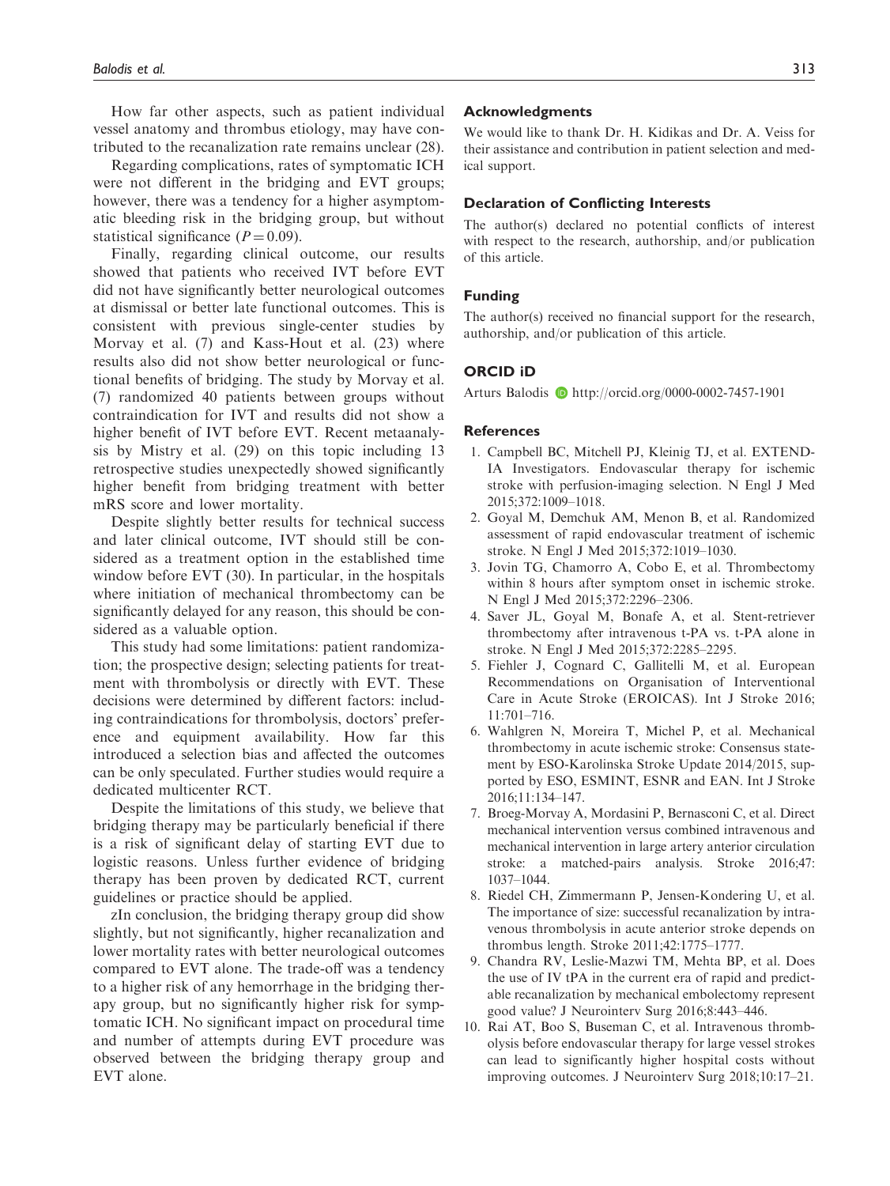How far other aspects, such as patient individual vessel anatomy and thrombus etiology, may have contributed to the recanalization rate remains unclear (28).

Regarding complications, rates of symptomatic ICH were not different in the bridging and EVT groups; however, there was a tendency for a higher asymptomatic bleeding risk in the bridging group, but without statistical significance ($P = 0.09$).

Finally, regarding clinical outcome, our results showed that patients who received IVT before EVT did not have significantly better neurological outcomes at dismissal or better late functional outcomes. This is consistent with previous single-center studies by Morvay et al. (7) and Kass-Hout et al. (23) where results also did not show better neurological or functional benefits of bridging. The study by Morvay et al. (7) randomized 40 patients between groups without contraindication for IVT and results did not show a higher benefit of IVT before EVT. Recent metaanalysis by Mistry et al. (29) on this topic including 13 retrospective studies unexpectedly showed significantly higher benefit from bridging treatment with better mRS score and lower mortality.

Despite slightly better results for technical success and later clinical outcome, IVT should still be considered as a treatment option in the established time window before EVT (30). In particular, in the hospitals where initiation of mechanical thrombectomy can be significantly delayed for any reason, this should be considered as a valuable option.

This study had some limitations: patient randomization; the prospective design; selecting patients for treatment with thrombolysis or directly with EVT. These decisions were determined by different factors: including contraindications for thrombolysis, doctors' preference and equipment availability. How far this introduced a selection bias and affected the outcomes can be only speculated. Further studies would require a dedicated multicenter RCT.

Despite the limitations of this study, we believe that bridging therapy may be particularly beneficial if there is a risk of significant delay of starting EVT due to logistic reasons. Unless further evidence of bridging therapy has been proven by dedicated RCT, current guidelines or practice should be applied.

zIn conclusion, the bridging therapy group did show slightly, but not significantly, higher recanalization and lower mortality rates with better neurological outcomes compared to EVT alone. The trade-off was a tendency to a higher risk of any hemorrhage in the bridging therapy group, but no significantly higher risk for symptomatic ICH. No significant impact on procedural time and number of attempts during EVT procedure was observed between the bridging therapy group and EVT alone.

## Acknowledgments

We would like to thank Dr. H. Kidikas and Dr. A. Veiss for their assistance and contribution in patient selection and medical support.

## Declaration of Conflicting Interests

The author(s) declared no potential conflicts of interest with respect to the research, authorship, and/or publication of this article.

## Funding

The author(s) received no financial support for the research, authorship, and/or publication of this article.

## ORCID iD

Arturs Balodis http://orcid.org/0000-0002-7457-1901

## References

1. Campbell BC, Mitchell PJ, Kleinig TJ, et al. EXTEND-IA Investigators. Endovascular therapy for ischemic stroke with perfusion-imaging selection. N Engl J Med 2015;372:1009–1018.
2. Goyal M, Demchuk AM, Menon B, et al. Randomized assessment of rapid endovascular treatment of ischemic stroke. N Engl J Med 2015;372:1019–1030.
3. Jovin TG, Chamorro A, Cobo E, et al. Thrombectomy within 8 hours after symptom onset in ischemic stroke. N Engl J Med 2015;372:2296–2306.
4. Saver JL, Goyal M, Bonafe A, et al. Stent-retriever thrombectomy after intravenous t-PA vs. t-PA alone in stroke. N Engl J Med 2015;372:2285–2295.
5. Fiehler J, Cognard C, Gallitelli M, et al. European Recommendations on Organisation of Interventional Care in Acute Stroke (EROICAS). Int J Stroke 2016; 11:701–716.
6. Wahlgren N, Moreira T, Michel P, et al. Mechanical thrombectomy in acute ischemic stroke: Consensus statement by ESO-Karolinska Stroke Update 2014/2015, supported by ESO, ESMINT, ESNR and EAN. Int J Stroke 2016;11:134–147.
7. Broeg-Morvay A, Mordasini P, Bernasconi C, et al. Direct mechanical intervention versus combined intravenous and mechanical intervention in large artery anterior circulation stroke: a matched-pairs analysis. Stroke 2016;47: 1037–1044.
8. Riedel CH, Zimmermann P, Jensen-Kondering U, et al. The importance of size: successful recanalization by intravenous thrombolysis in acute anterior stroke depends on thrombus length. Stroke 2011;42:1775–1777.
9. Chandra RV, Leslie-Mazwi TM, Mehta BP, et al. Does the use of IV tPA in the current era of rapid and predictable recanalization by mechanical embolectomy represent good value? J Neurointerv Surg 2016;8:443–446.
10. Rai AT, Boo S, Buseman C, et al. Intravenous thrombolysis before endovascular therapy for large vessel strokes can lead to significantly higher hospital costs without improving outcomes. J Neurointerv Surg 2018;10:17–21.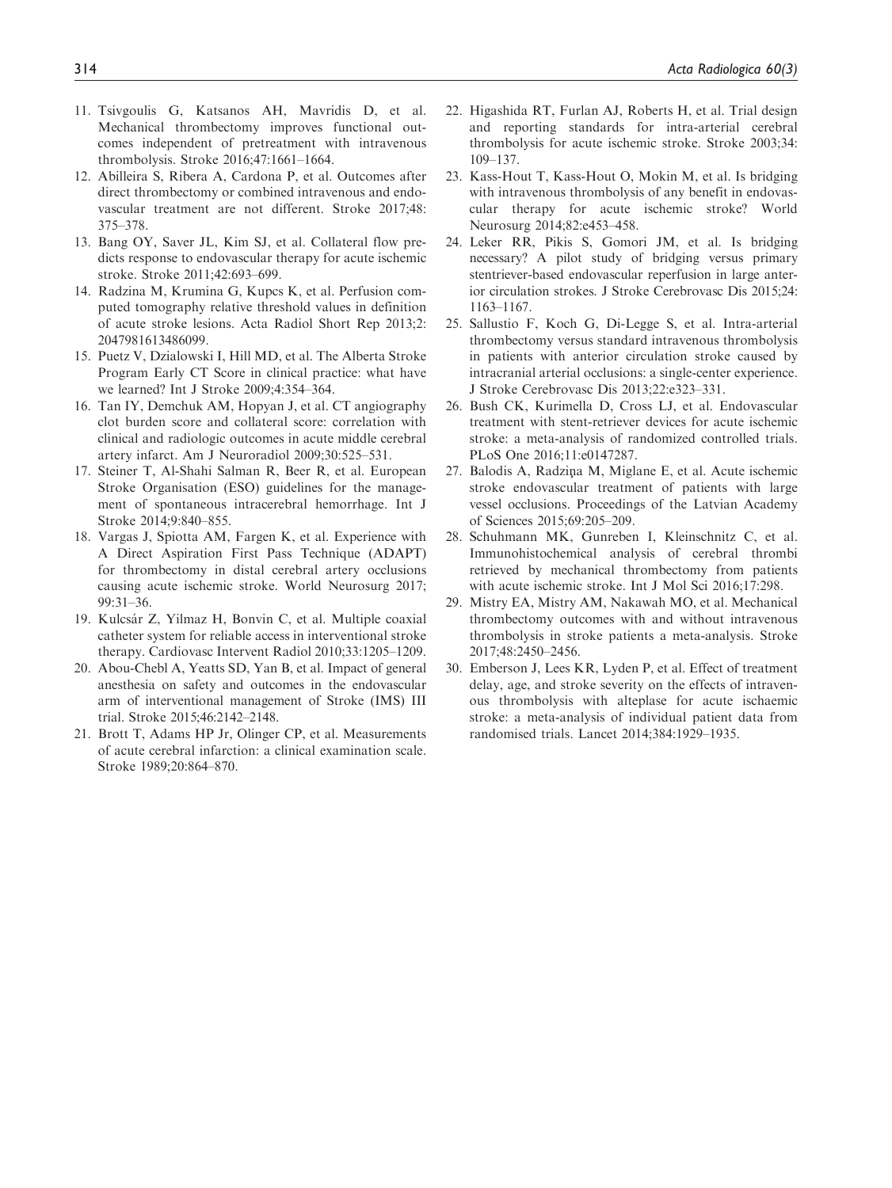11. Tsivgoulis G, Katsanos AH, Mavridis D, et al. Mechanical thrombectomy improves functional outcomes independent of pretreatment with intravenous thrombolysis. Stroke 2016;47:1661–1664.
12. Abilleira S, Ribera A, Cardona P, et al. Outcomes after direct thrombectomy or combined intravenous and endovascular treatment are not different. Stroke 2017;48: 375–378.
13. Bang OY, Saver JL, Kim SJ, et al. Collateral flow predicts response to endovascular therapy for acute ischemic stroke. Stroke 2011;42:693–699.
14. Radzina M, Krumina G, Kupcs K, et al. Perfusion computed tomography relative threshold values in definition of acute stroke lesions. Acta Radiol Short Rep 2013;2: 2047981613486099.
15. Puetz V, Dzialowski I, Hill MD, et al. The Alberta Stroke Program Early CT Score in clinical practice: what have we learned? Int J Stroke 2009;4:354–364.
16. Tan IY, Demchuk AM, Hopyan J, et al. CT angiography clot burden score and collateral score: correlation with clinical and radiologic outcomes in acute middle cerebral artery infarct. Am J Neuroradiol 2009;30:525–531.
17. Steiner T, Al-Shahi Salman R, Beer R, et al. European Stroke Organisation (ESO) guidelines for the management of spontaneous intracerebral hemorrhage. Int J Stroke 2014;9:840–855.
18. Vargas J, Spiotta AM, Fargen K, et al. Experience with A Direct Aspiration First Pass Technique (ADAPT) for thrombectomy in distal cerebral artery occlusions causing acute ischemic stroke. World Neurosurg 2017; 99:31–36.
19. Kulcsár Z, Yilmaz H, Bonvin C, et al. Multiple coaxial catheter system for reliable access in interventional stroke therapy. Cardiovasc Intervent Radiol 2010;33:1205–1209.
20. Abou-Chebl A, Yeatts SD, Yan B, et al. Impact of general anesthesia on safety and outcomes in the endovascular arm of interventional management of Stroke (IMS) III trial. Stroke 2015;46:2142–2148.
21. Brott T, Adams HP Jr, Olinger CP, et al. Measurements of acute cerebral infarction: a clinical examination scale. Stroke 1989;20:864–870.
22. Higashida RT, Furlan AJ, Roberts H, et al. Trial design and reporting standards for intra-arterial cerebral thrombolysis for acute ischemic stroke. Stroke 2003;34: 109–137.
23. Kass-Hout T, Kass-Hout O, Mokin M, et al. Is bridging with intravenous thrombolysis of any benefit in endovascular therapy for acute ischemic stroke? World Neurosurg 2014;82:e453–458.
24. Leker RR, Pikis S, Gomori JM, et al. Is bridging necessary? A pilot study of bridging versus primary stentriever-based endovascular reperfusion in large anterior circulation strokes. J Stroke Cerebrovasc Dis 2015;24: 1163–1167.
25. Sallustio F, Koch G, Di-Legge S, et al. Intra-arterial thrombectomy versus standard intravenous thrombolysis in patients with anterior circulation stroke caused by intracranial arterial occlusions: a single-center experience. J Stroke Cerebrovasc Dis 2013;22:e323–331.
26. Bush CK, Kurimella D, Cross LJ, et al. Endovascular treatment with stent-retriever devices for acute ischemic stroke: a meta-analysis of randomized controlled trials. PLoS One 2016;11:e0147287.
27. Balodis A, Radziņa M, Miglane E, et al. Acute ischemic stroke endovascular treatment of patients with large vessel occlusions. Proceedings of the Latvian Academy of Sciences 2015;69:205–209.
28. Schuhmann MK, Gunreben I, Kleinschnitz C, et al. Immunohistochemical analysis of cerebral thrombi retrieved by mechanical thrombectomy from patients with acute ischemic stroke. Int J Mol Sci 2016;17:298.
29. Mistry EA, Mistry AM, Nakawah MO, et al. Mechanical thrombectomy outcomes with and without intravenous thrombolysis in stroke patients a meta-analysis. Stroke 2017;48:2450–2456.
30. Emberson J, Lees KR, Lyden P, et al. Effect of treatment delay, age, and stroke severity on the effects of intravenous thrombolysis with alteplase for acute ischaemic stroke: a meta-analysis of individual patient data from randomised trials. Lancet 2014;384:1929–1935.